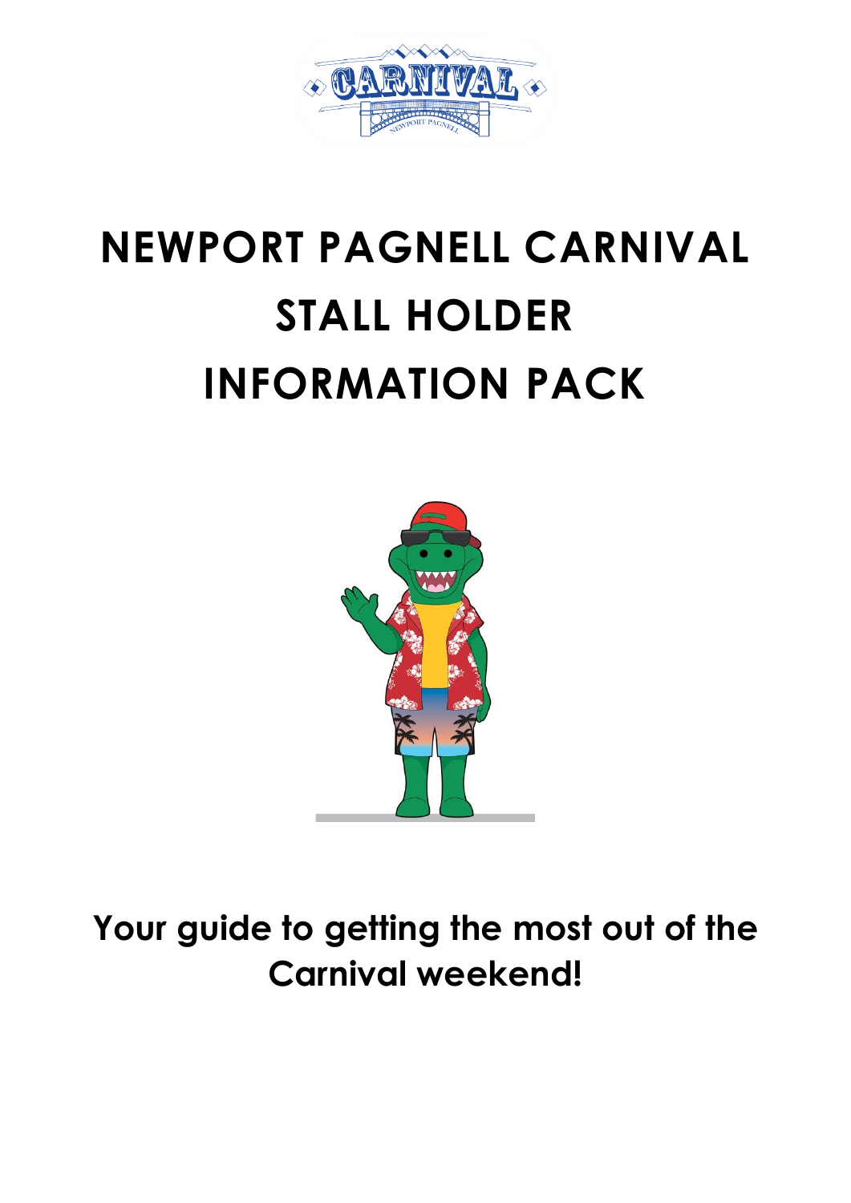# NEWPORT PAGNELL CARNIVAL STALL HOLDER INFORMATION PACK

**Your guide to getting the most out of the Carnival weekend!**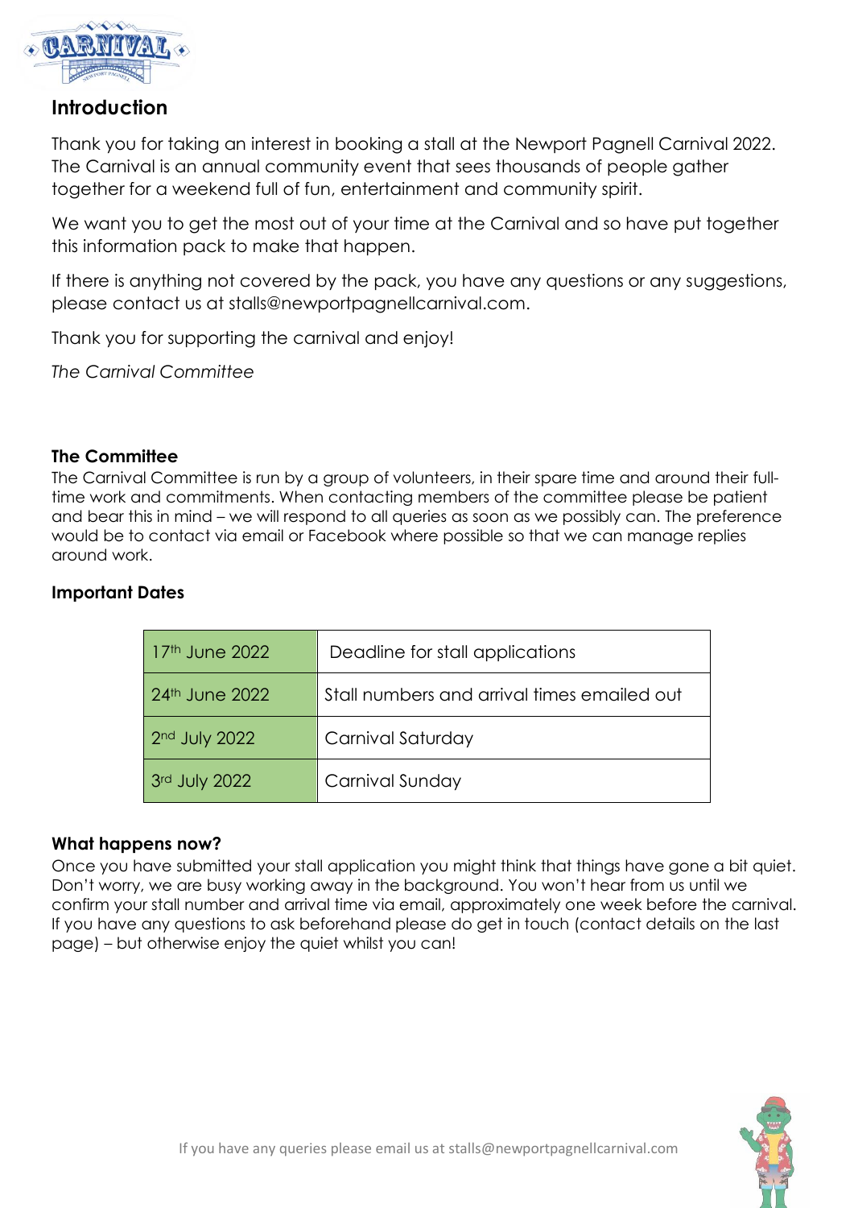## Introduction

Thank you for taking an interest in booking a stall at the Newport Pagnell Carnival 2022. The Carnival is an annual community event that sees thousands of people gather together for a weekend full of fun, entertainment and community spirit.

We want you to get the most out of your time at the Carnival and so have put together this information pack to make that happen.

If there is anything not covered by the pack, you have any questions or any suggestions, please contact us at stalls@newportpagnellcarnival.com.

Thank you for supporting the carnival and enjoy!

*The Carnival Committee*

### The Committee

The Carnival Committee is run by a group of volunteers, in their spare time and around their full-time work and commitments. When contacting members of the committee please be patient and bear this in mind – we will respond to all queries as soon as we possibly can. The preference would be to contact via email or Facebook where possible so that we can manage replies around work.

### Important Dates

| Date | Event |
|---|---|
| 17th June 2022 | Deadline for stall applications |
| 24th June 2022 | Stall numbers and arrival times emailed out |
| 2nd July 2022 | Carnival Saturday |
| 3rd July 2022 | Carnival Sunday |

### What happens now?

Once you have submitted your stall application you might think that things have gone a bit quiet. Don't worry, we are busy working away in the background. You won't hear from us until we confirm your stall number and arrival time via email, approximately one week before the carnival. If you have any questions to ask beforehand please do get in touch (contact details on the last page) – but otherwise enjoy the quiet whilst you can!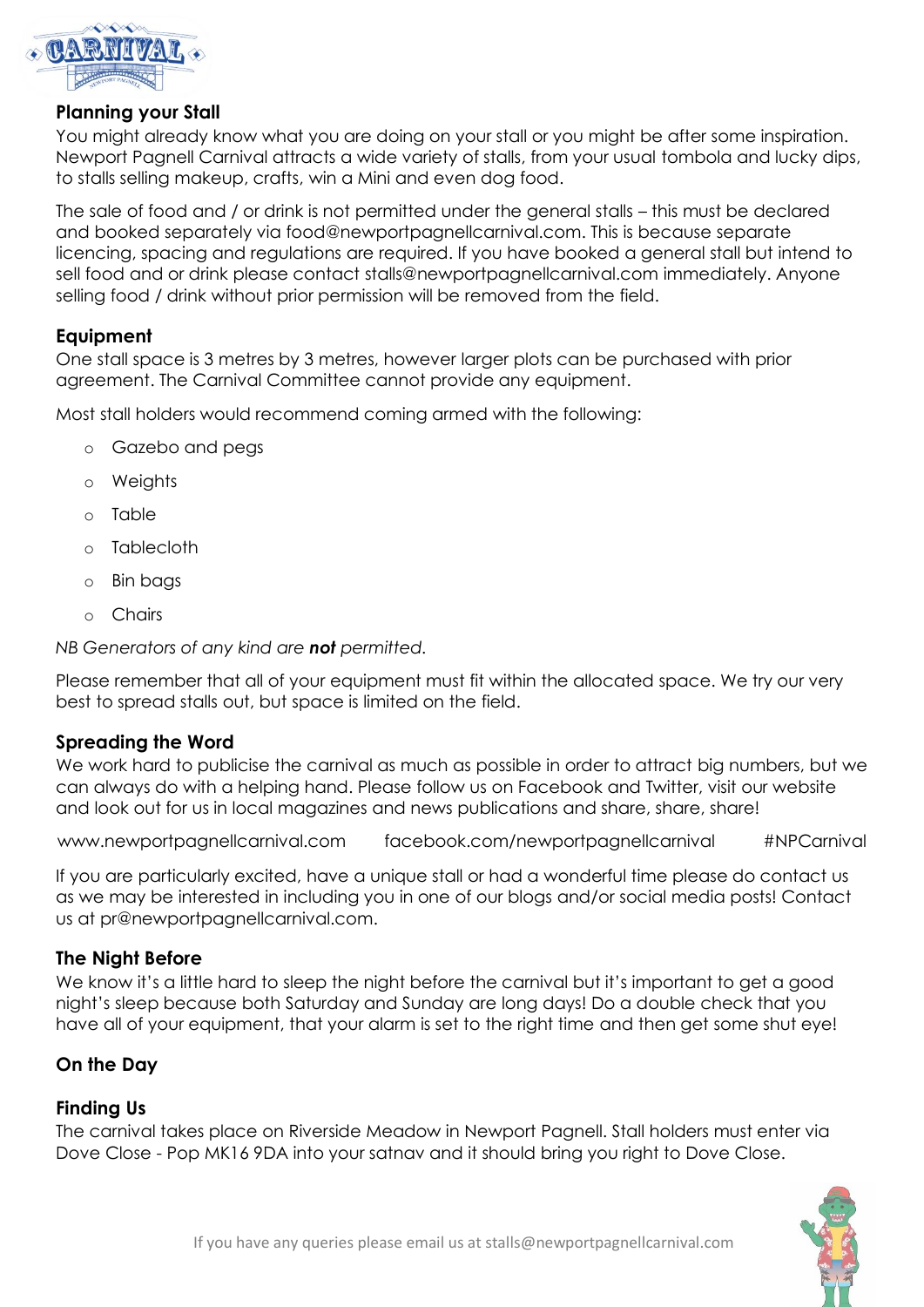## Planning your Stall

You might already know what you are doing on your stall or you might be after some inspiration. Newport Pagnell Carnival attracts a wide variety of stalls, from your usual tombola and lucky dips, to stalls selling makeup, crafts, win a Mini and even dog food.

The sale of food and / or drink is not permitted under the general stalls – this must be declared and booked separately via food@newportpagnellcarnival.com. This is because separate licencing, spacing and regulations are required. If you have booked a general stall but intend to sell food and or drink please contact stalls@newportpagnellcarnival.com immediately. Anyone selling food / drink without prior permission will be removed from the field.

## Equipment

One stall space is 3 metres by 3 metres, however larger plots can be purchased with prior agreement. The Carnival Committee cannot provide any equipment.

Most stall holders would recommend coming armed with the following:

- Gazebo and pegs
- Weights
- Table
- Tablecloth
- Bin bags
- Chairs

*NB Generators of any kind are **not** permitted.*

Please remember that all of your equipment must fit within the allocated space. We try our very best to spread stalls out, but space is limited on the field.

## Spreading the Word

We work hard to publicise the carnival as much as possible in order to attract big numbers, but we can always do with a helping hand. Please follow us on Facebook and Twitter, visit our website and look out for us in local magazines and news publications and share, share, share!

www.newportpagnellcarnival.com    facebook.com/newportpagnellcarnival    #NPCarnival

If you are particularly excited, have a unique stall or had a wonderful time please do contact us as we may be interested in including you in one of our blogs and/or social media posts! Contact us at pr@newportpagnellcarnival.com.

## The Night Before

We know it's a little hard to sleep the night before the carnival but it's important to get a good night's sleep because both Saturday and Sunday are long days! Do a double check that you have all of your equipment, that your alarm is set to the right time and then get some shut eye!

## On the Day

## Finding Us

The carnival takes place on Riverside Meadow in Newport Pagnell. Stall holders must enter via Dove Close - Pop MK16 9DA into your satnav and it should bring you right to Dove Close.

If you have any queries please email us at stalls@newportpagnellcarnival.com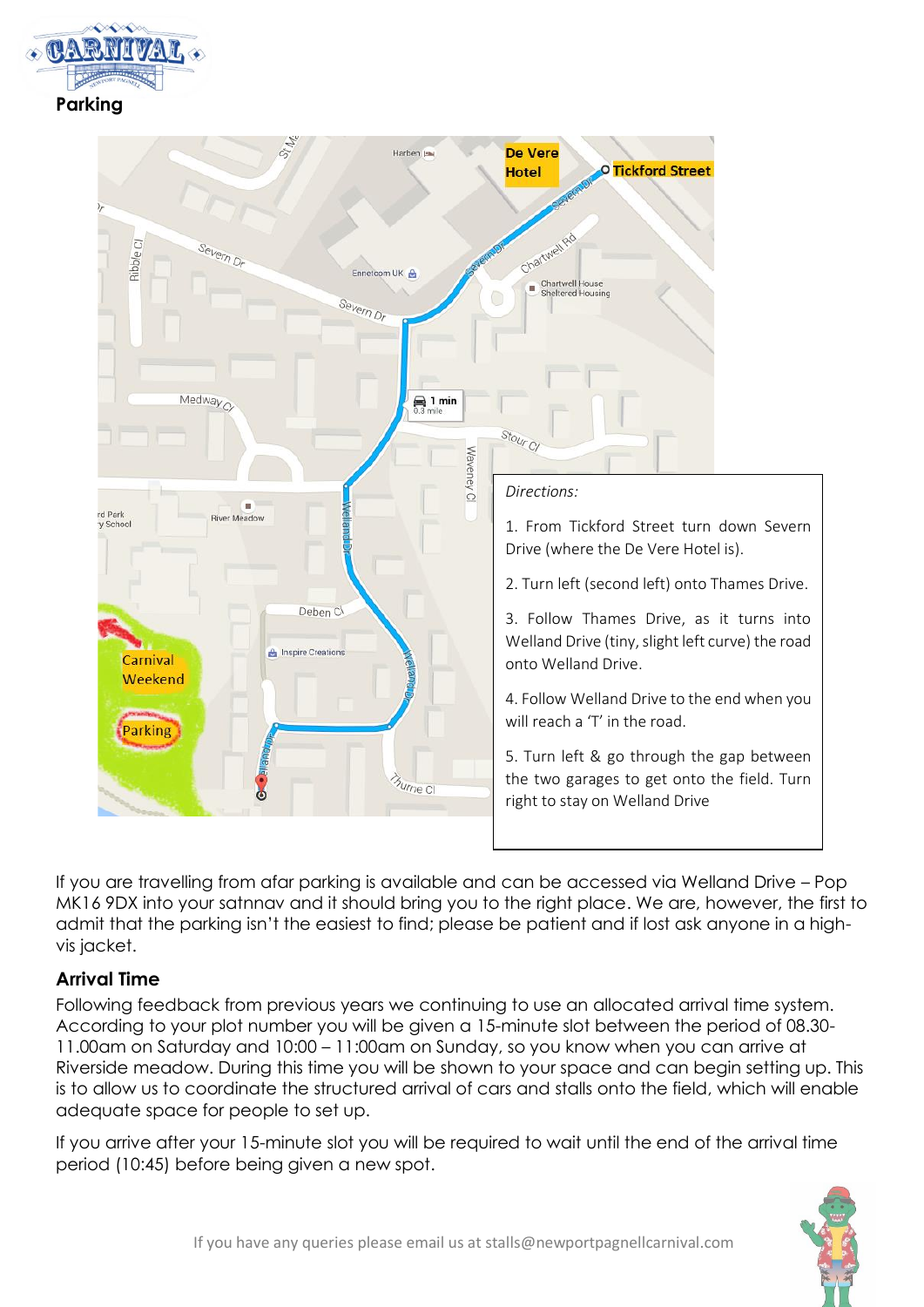## Parking

*Directions:*

1. From Tickford Street turn down Severn Drive (where the De Vere Hotel is).
2. Turn left (second left) onto Thames Drive.
3. Follow Thames Drive, as it turns into Welland Drive (tiny, slight left curve) the road onto Welland Drive.
4. Follow Welland Drive to the end when you will reach a 'T' in the road.
5. Turn left & go through the gap between the two garages to get onto the field. Turn right to stay on Welland Drive

If you are travelling from afar parking is available and can be accessed via Welland Drive – Pop MK16 9DX into your satnnav and it should bring you to the right place. We are, however, the first to admit that the parking isn't the easiest to find; please be patient and if lost ask anyone in a high-vis jacket.

## Arrival Time

Following feedback from previous years we continuing to use an allocated arrival time system. According to your plot number you will be given a 15-minute slot between the period of 08.30-11.00am on Saturday and 10:00 – 11:00am on Sunday, so you know when you can arrive at Riverside meadow. During this time you will be shown to your space and can begin setting up. This is to allow us to coordinate the structured arrival of cars and stalls onto the field, which will enable adequate space for people to set up.

If you arrive after your 15-minute slot you will be required to wait until the end of the arrival time period (10:45) before being given a new spot.

If you have any queries please email us at stalls@newportpagnellcarnival.com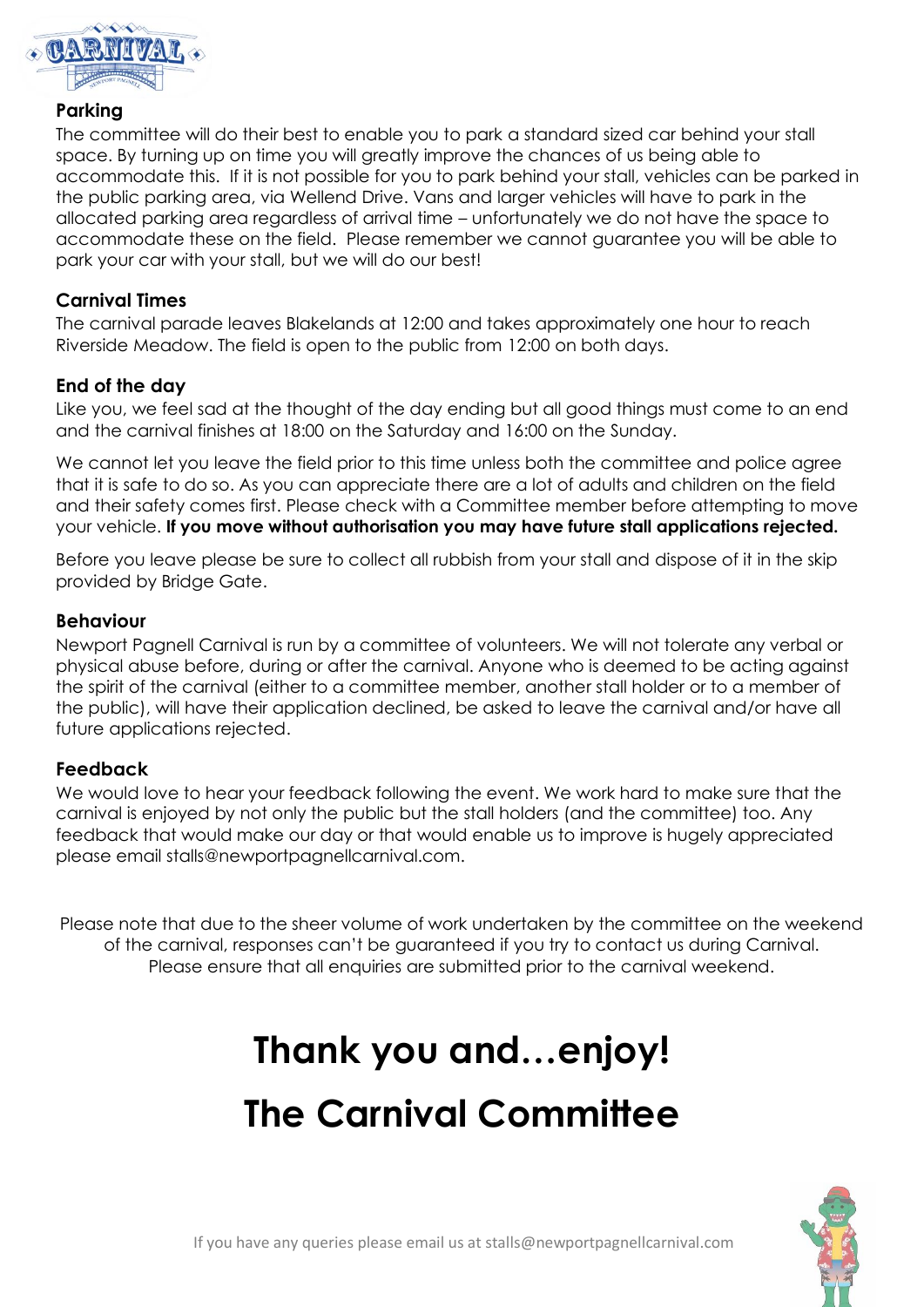## Parking

The committee will do their best to enable you to park a standard sized car behind your stall space. By turning up on time you will greatly improve the chances of us being able to accommodate this. If it is not possible for you to park behind your stall, vehicles can be parked in the public parking area, via Wellend Drive. Vans and larger vehicles will have to park in the allocated parking area regardless of arrival time – unfortunately we do not have the space to accommodate these on the field. Please remember we cannot guarantee you will be able to park your car with your stall, but we will do our best!

## Carnival Times

The carnival parade leaves Blakelands at 12:00 and takes approximately one hour to reach Riverside Meadow. The field is open to the public from 12:00 on both days.

## End of the day

Like you, we feel sad at the thought of the day ending but all good things must come to an end and the carnival finishes at 18:00 on the Saturday and 16:00 on the Sunday.

We cannot let you leave the field prior to this time unless both the committee and police agree that it is safe to do so. As you can appreciate there are a lot of adults and children on the field and their safety comes first. Please check with a Committee member before attempting to move your vehicle. **If you move without authorisation you may have future stall applications rejected.**

Before you leave please be sure to collect all rubbish from your stall and dispose of it in the skip provided by Bridge Gate.

## Behaviour

Newport Pagnell Carnival is run by a committee of volunteers. We will not tolerate any verbal or physical abuse before, during or after the carnival. Anyone who is deemed to be acting against the spirit of the carnival (either to a committee member, another stall holder or to a member of the public), will have their application declined, be asked to leave the carnival and/or have all future applications rejected.

## Feedback

We would love to hear your feedback following the event. We work hard to make sure that the carnival is enjoyed by not only the public but the stall holders (and the committee) too. Any feedback that would make our day or that would enable us to improve is hugely appreciated please email stalls@newportpagnellcarnival.com.

Please note that due to the sheer volume of work undertaken by the committee on the weekend of the carnival, responses can't be guaranteed if you try to contact us during Carnival. Please ensure that all enquiries are submitted prior to the carnival weekend.

# Thank you and…enjoy!

# The Carnival Committee

If you have any queries please email us at stalls@newportpagnellcarnival.com